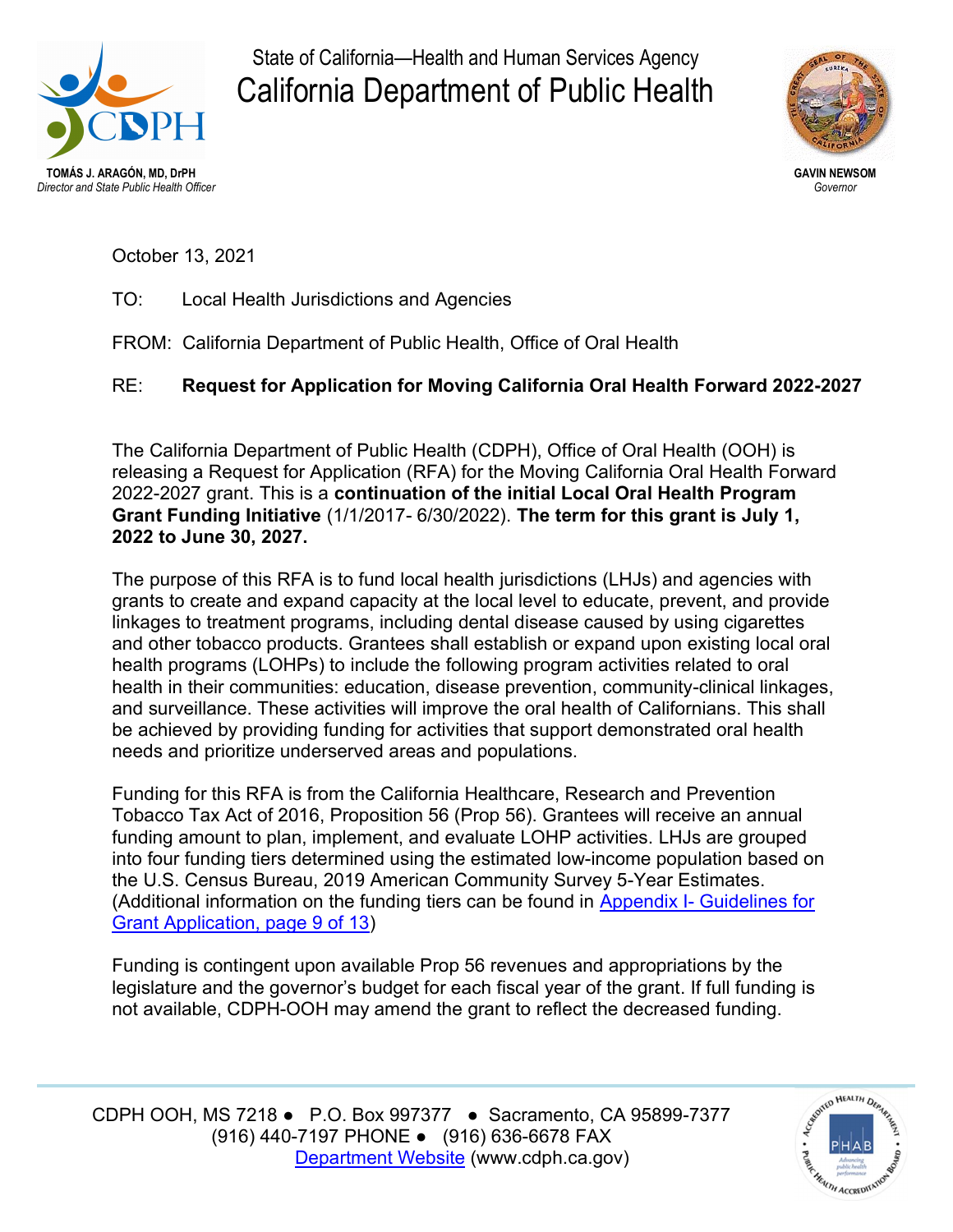State of California—Health and Human Services Agency

# California Department of Public Health

**TOMÁS J. ARAGÓN, MD, DrPH**
*Director and State Public Health Officer*

**GAVIN NEWSOM**
*Governor*

October 13, 2021

TO: Local Health Jurisdictions and Agencies

FROM: California Department of Public Health, Office of Oral Health

RE: **Request for Application for Moving California Oral Health Forward 2022-2027**

The California Department of Public Health (CDPH), Office of Oral Health (OOH) is releasing a Request for Application (RFA) for the Moving California Oral Health Forward 2022-2027 grant. This is a **continuation of the initial Local Oral Health Program Grant Funding Initiative** (1/1/2017- 6/30/2022). **The term for this grant is July 1, 2022 to June 30, 2027.**

The purpose of this RFA is to fund local health jurisdictions (LHJs) and agencies with grants to create and expand capacity at the local level to educate, prevent, and provide linkages to treatment programs, including dental disease caused by using cigarettes and other tobacco products. Grantees shall establish or expand upon existing local oral health programs (LOHPs) to include the following program activities related to oral health in their communities: education, disease prevention, community-clinical linkages, and surveillance. These activities will improve the oral health of Californians. This shall be achieved by providing funding for activities that support demonstrated oral health needs and prioritize underserved areas and populations.

Funding for this RFA is from the California Healthcare, Research and Prevention Tobacco Tax Act of 2016, Proposition 56 (Prop 56). Grantees will receive an annual funding amount to plan, implement, and evaluate LOHP activities. LHJs are grouped into four funding tiers determined using the estimated low-income population based on the U.S. Census Bureau, 2019 American Community Survey 5-Year Estimates. (Additional information on the funding tiers can be found in Appendix I- Guidelines for Grant Application, page 9 of 13)

Funding is contingent upon available Prop 56 revenues and appropriations by the legislature and the governor's budget for each fiscal year of the grant. If full funding is not available, CDPH-OOH may amend the grant to reflect the decreased funding.

CDPH OOH, MS 7218 ● P.O. Box 997377 ● Sacramento, CA 95899-7377
(916) 440-7197 PHONE ● (916) 636-6678 FAX
Department Website (www.cdph.ca.gov)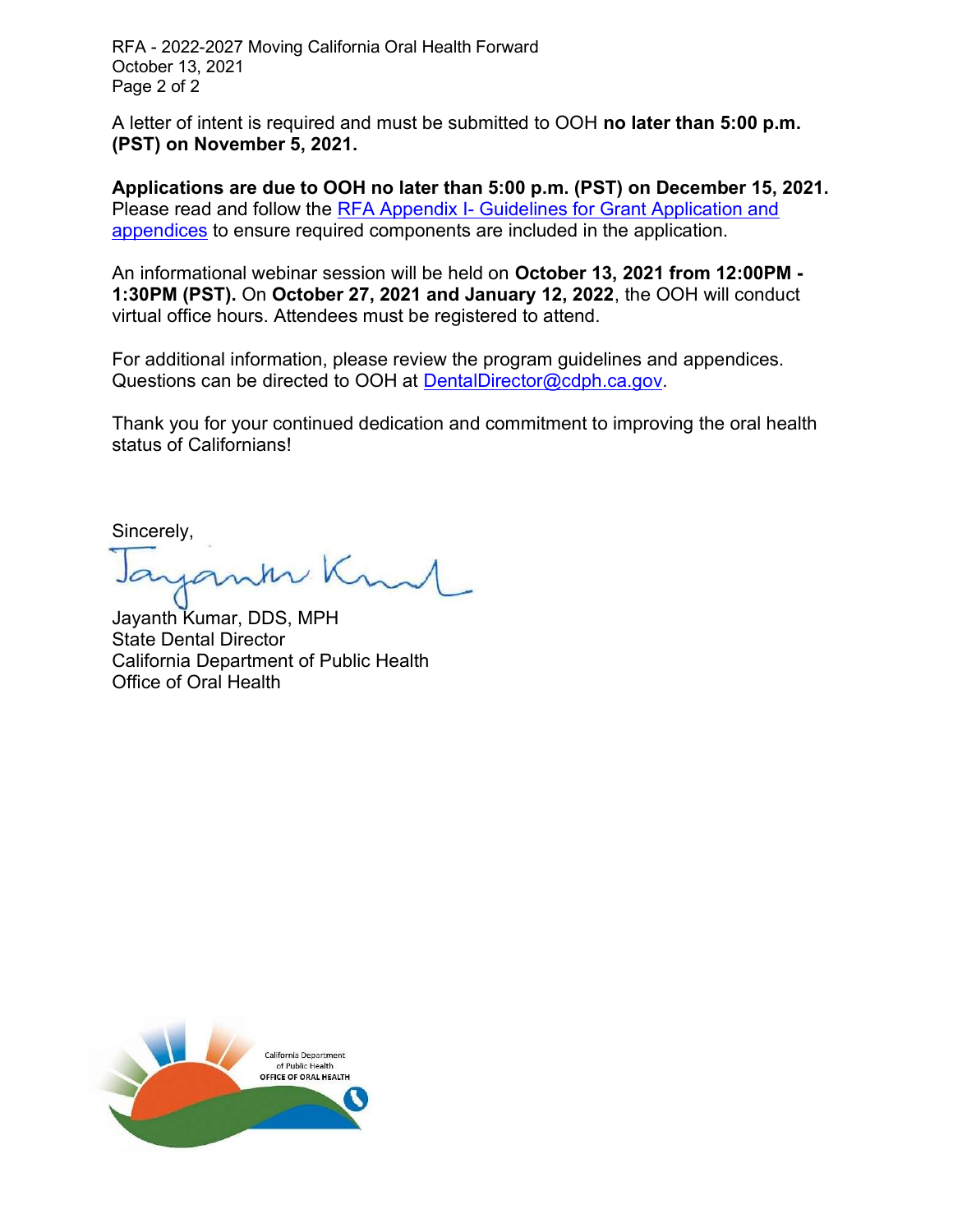A letter of intent is required and must be submitted to OOH **no later than 5:00 p.m. (PST) on November 5, 2021.**

**Applications are due to OOH no later than 5:00 p.m. (PST) on December 15, 2021.** Please read and follow the [RFA Appendix I- Guidelines for Grant Application and appendices]() to ensure required components are included in the application.

An informational webinar session will be held on **October 13, 2021 from 12:00PM - 1:30PM (PST).** On **October 27, 2021 and January 12, 2022**, the OOH will conduct virtual office hours. Attendees must be registered to attend.

For additional information, please review the program guidelines and appendices. Questions can be directed to OOH at [DentalDirector@cdph.ca.gov](mailto:DentalDirector@cdph.ca.gov).

Thank you for your continued dedication and commitment to improving the oral health status of Californians!

Sincerely,

Jayanth Kumar, DDS, MPH
State Dental Director
California Department of Public Health
Office of Oral Health

California Department of Public Health
OFFICE OF ORAL HEALTH